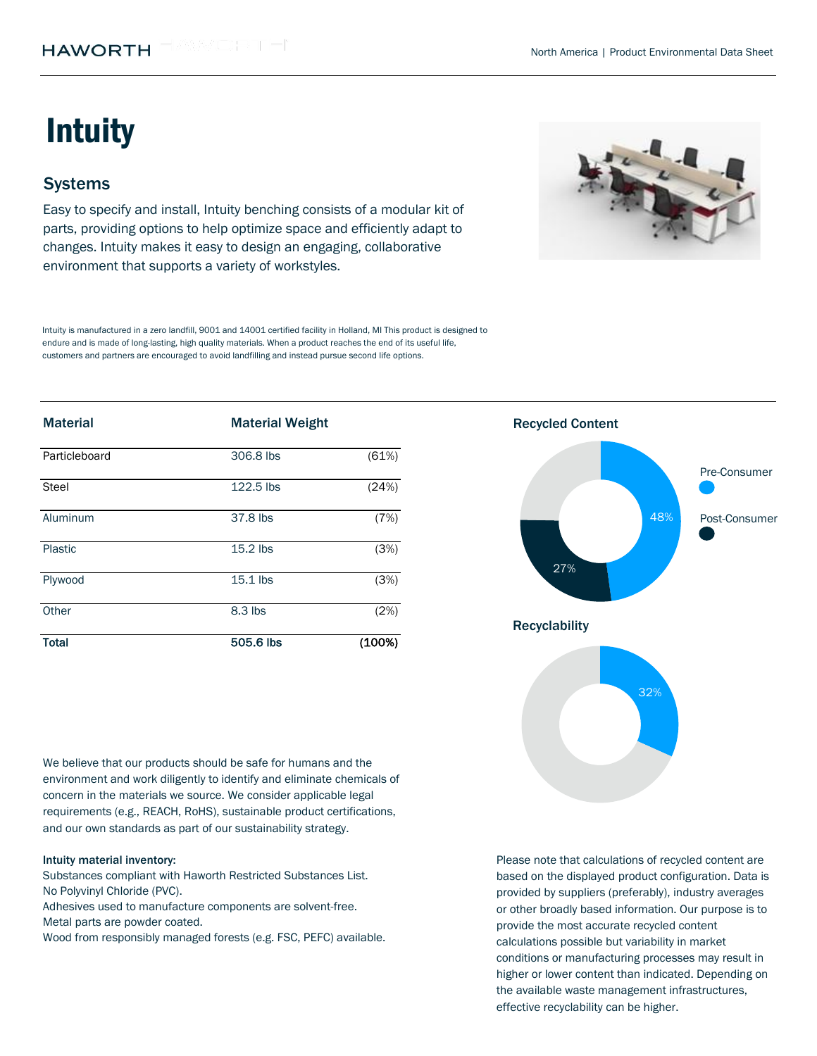# Intuity

## Systems

Easy to specify and install, Intuity benching consists of a modular kit of parts, providing options to help optimize space and efficiently adapt to changes. Intuity makes it easy to design an engaging, collaborative environment that supports a variety of workstyles.

Intuity is manufactured in a zero landfill, 9001 and 14001 certified facility in Holland, MI This product is designed to endure and is made of long-lasting, high quality materials. When a product reaches the end of its useful life, customers and partners are encouraged to avoid landfilling and instead pursue second life options.

| Material | Material Weight | |
|---|---|---|
| Particleboard | 306.8 lbs | (61%) |
| Steel | 122.5 lbs | (24%) |
| Aluminum | 37.8 lbs | (7%) |
| Plastic | 15.2 lbs | (3%) |
| Plywood | 15.1 lbs | (3%) |
| Other | 8.3 lbs | (2%) |
| **Total** | **505.6 lbs** | **(100%)** |

### Recycled Content

Pre-Consumer: 48%

Post-Consumer: 27%

### Recyclability

32%

We believe that our products should be safe for humans and the environment and work diligently to identify and eliminate chemicals of concern in the materials we source. We consider applicable legal requirements (e.g., REACH, RoHS), sustainable product certifications, and our own standards as part of our sustainability strategy.

**Intuity material inventory:**

Substances compliant with Haworth Restricted Substances List.
No Polyvinyl Chloride (PVC).
Adhesives used to manufacture components are solvent-free.
Metal parts are powder coated.
Wood from responsibly managed forests (e.g. FSC, PEFC) available.

Please note that calculations of recycled content are based on the displayed product configuration. Data is provided by suppliers (preferably), industry averages or other broadly based information. Our purpose is to provide the most accurate recycled content calculations possible but variability in market conditions or manufacturing processes may result in higher or lower content than indicated. Depending on the available waste management infrastructures, effective recyclability can be higher.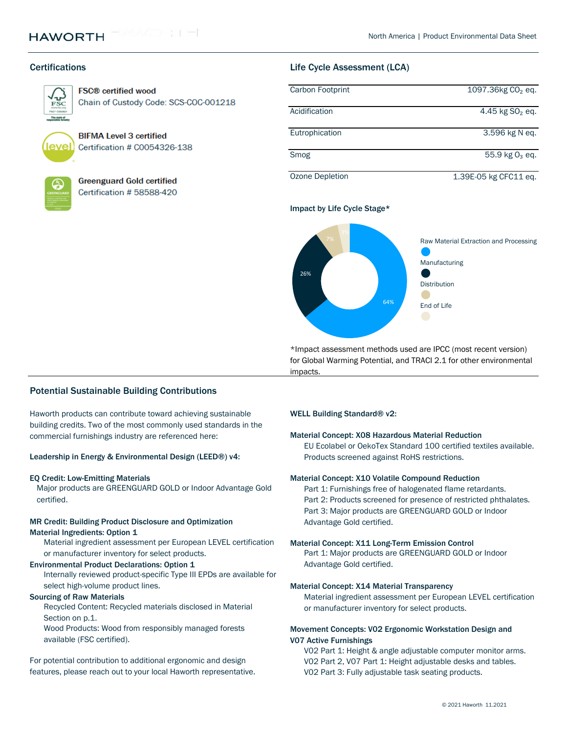## Certifications

**FSC® certified wood**
Chain of Custody Code: SCS-COC-001218

**BIFMA Level 3 certified**
Certification # C0054326-138

**Greenguard Gold certified**
Certification # 58588-420

## Life Cycle Assessment (LCA)

| | |
|---|---|
| Carbon Footprint | 1097.36kg $CO_2$ eq. |
| Acidification | 4.45 kg $SO_2$ eq. |
| Eutrophication | 3.596 kg N eq. |
| Smog | 55.9 kg $O_3$ eq. |
| Ozone Depletion | 1.39E-05 kg CFC11 eq. |

### Impact by Life Cycle Stage*

64%
26%
7%
3%

Raw Material Extraction and Processing
Manufacturing
Distribution
End of Life

*Impact assessment methods used are IPCC (most recent version) for Global Warming Potential, and TRACI 2.1 for other environmental impacts.

## Potential Sustainable Building Contributions

Haworth products can contribute toward achieving sustainable building credits. Two of the most commonly used standards in the commercial furnishings industry are referenced here:

**Leadership in Energy & Environmental Design (LEED®) v4:**

**EQ Credit: Low-Emitting Materials**
Major products are GREENGUARD GOLD or Indoor Advantage Gold certified.

**MR Credit: Building Product Disclosure and Optimization**
**Material Ingredients: Option 1**
Material ingredient assessment per European LEVEL certification or manufacturer inventory for select products.
**Environmental Product Declarations: Option 1**
Internally reviewed product-specific Type III EPDs are available for select high-volume product lines.
**Sourcing of Raw Materials**
Recycled Content: Recycled materials disclosed in Material Section on p.1.
Wood Products: Wood from responsibly managed forests available (FSC certified).

For potential contribution to additional ergonomic and design features, please reach out to your local Haworth representative.

**WELL Building Standard® v2:**

**Material Concept: X08 Hazardous Material Reduction**
EU Ecolabel or OekoTex Standard 100 certified textiles available.
Products screened against RoHS restrictions.

**Material Concept: X10 Volatile Compound Reduction**
Part 1: Furnishings free of halogenated flame retardants.
Part 2: Products screened for presence of restricted phthalates.
Part 3: Major products are GREENGUARD GOLD or Indoor Advantage Gold certified.

**Material Concept: X11 Long-Term Emission Control**
Part 1: Major products are GREENGUARD GOLD or Indoor Advantage Gold certified.

**Material Concept: X14 Material Transparency**
Material ingredient assessment per European LEVEL certification or manufacturer inventory for select products.

**Movement Concepts: V02 Ergonomic Workstation Design and V07 Active Furnishings**
V02 Part 1: Height & angle adjustable computer monitor arms.
V02 Part 2, V07 Part 1: Height adjustable desks and tables.
V02 Part 3: Fully adjustable task seating products.

© 2021 Haworth 11.2021